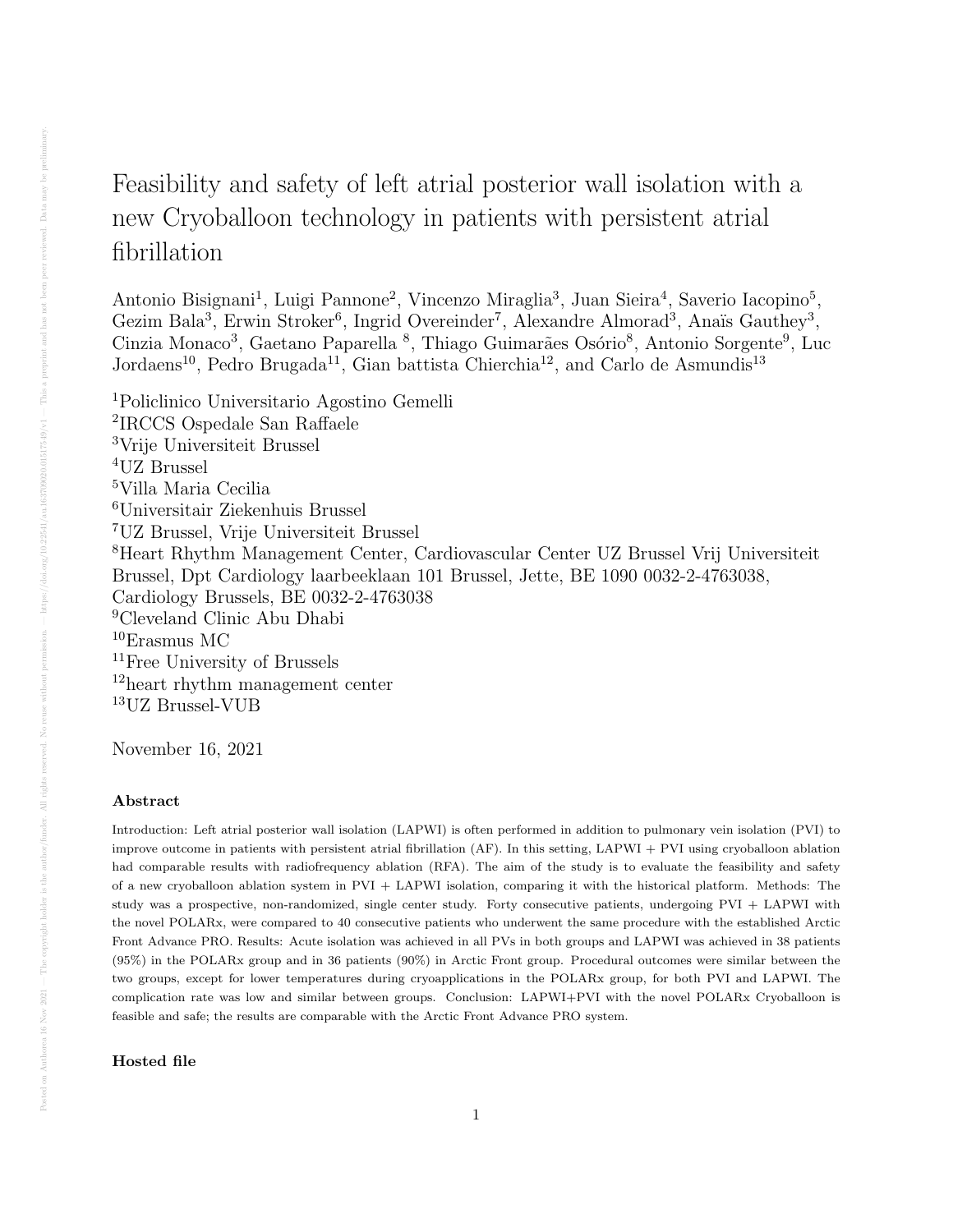# Feasibility and safety of left atrial posterior wall isolation with a new Cryoballoon technology in patients with persistent atrial fibrillation

Antonio Bisignani[1], Luigi Pannone[2], Vincenzo Miraglia[3], Juan Sieira[4], Saverio Iacopino[5], Gezim Bala[3], Erwin Stroker[6], Ingrid Overeinder[7], Alexandre Almorad[3], Anaïs Gauthey[3], Cinzia Monaco[3], Gaetano Paparella [8], Thiago Guimarães Osório[8], Antonio Sorgente[9], Luc Jordaens[10], Pedro Brugada[11], Gian battista Chierchia[12], and Carlo de Asmundis[13]

[1]Policlinico Universitario Agostino Gemelli
[2]IRCCS Ospedale San Raffaele
[3]Vrije Universiteit Brussel
[4]UZ Brussel
[5]Villa Maria Cecilia
[6]Universitair Ziekenhuis Brussel
[7]UZ Brussel, Vrije Universiteit Brussel
[8]Heart Rhythm Management Center, Cardiovascular Center UZ Brussel Vrij Universiteit Brussel, Dpt Cardiology laarbeeklaan 101 Brussel, Jette, BE 1090 0032-2-4763038, Cardiology Brussels, BE 0032-2-4763038
[9]Cleveland Clinic Abu Dhabi
[10]Erasmus MC
[11]Free University of Brussels
[12]heart rhythm management center
[13]UZ Brussel-VUB

November 16, 2021

### Abstract

Introduction: Left atrial posterior wall isolation (LAPWI) is often performed in addition to pulmonary vein isolation (PVI) to improve outcome in patients with persistent atrial fibrillation (AF). In this setting, LAPWI + PVI using cryoballoon ablation had comparable results with radiofrequency ablation (RFA). The aim of the study is to evaluate the feasibility and safety of a new cryoballoon ablation system in PVI + LAPWI isolation, comparing it with the historical platform. Methods: The study was a prospective, non-randomized, single center study. Forty consecutive patients, undergoing PVI + LAPWI with the novel POLARx, were compared to 40 consecutive patients who underwent the same procedure with the established Arctic Front Advance PRO. Results: Acute isolation was achieved in all PVs in both groups and LAPWI was achieved in 38 patients (95%) in the POLARx group and in 36 patients (90%) in Arctic Front group. Procedural outcomes were similar between the two groups, except for lower temperatures during cryoapplications in the POLARx group, for both PVI and LAPWI. The complication rate was low and similar between groups. Conclusion: LAPWI+PVI with the novel POLARx Cryoballoon is feasible and safe; the results are comparable with the Arctic Front Advance PRO system.

### Hosted file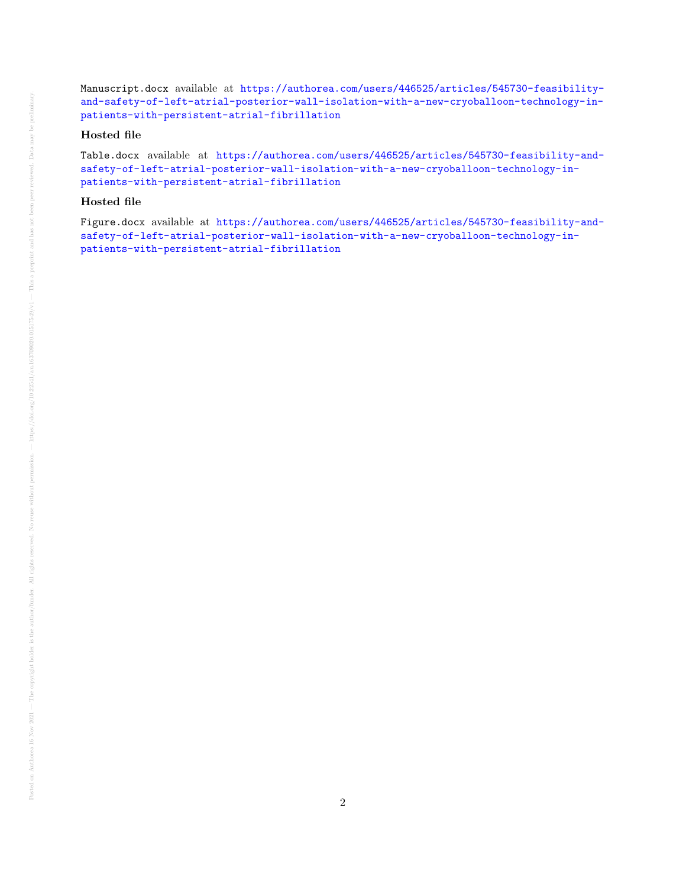Manuscript.docx available at https://authorea.com/users/446525/articles/545730-feasibility-and-safety-of-left-atrial-posterior-wall-isolation-with-a-new-cryoballoon-technology-in-patients-with-persistent-atrial-fibrillation

**Hosted file**

Table.docx available at https://authorea.com/users/446525/articles/545730-feasibility-and-safety-of-left-atrial-posterior-wall-isolation-with-a-new-cryoballoon-technology-in-patients-with-persistent-atrial-fibrillation

**Hosted file**

Figure.docx available at https://authorea.com/users/446525/articles/545730-feasibility-and-safety-of-left-atrial-posterior-wall-isolation-with-a-new-cryoballoon-technology-in-patients-with-persistent-atrial-fibrillation